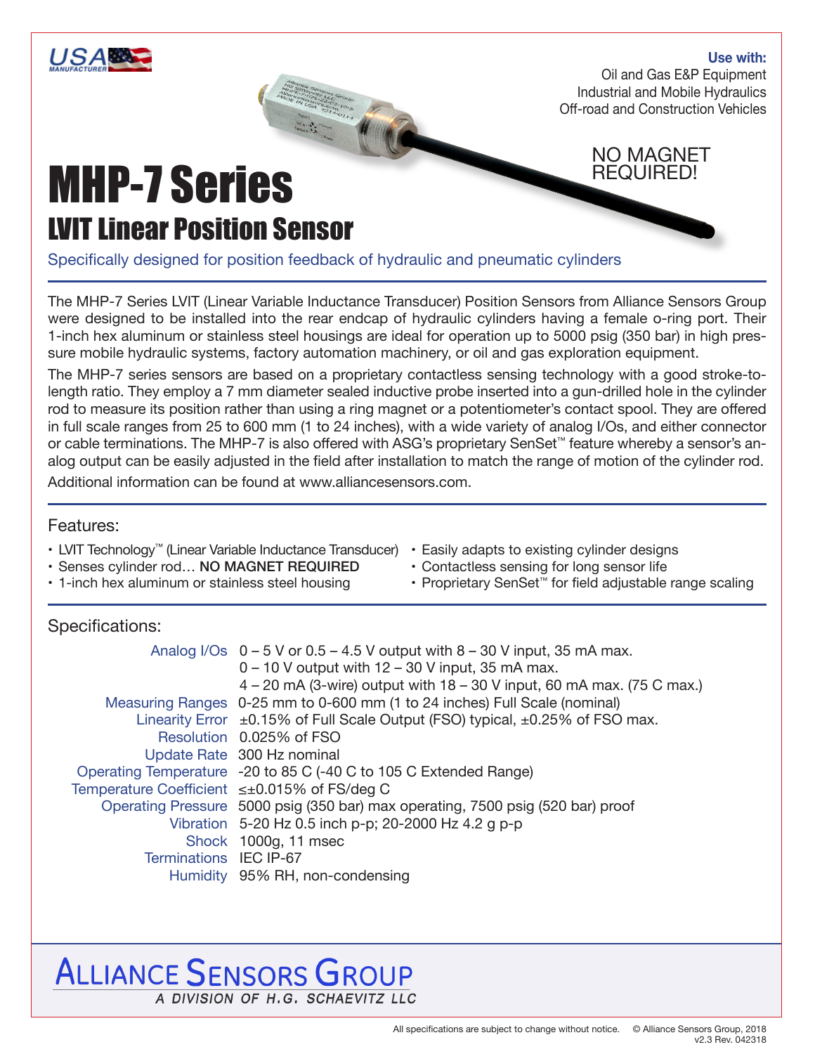**Use with:**
Oil and Gas E&P Equipment
Industrial and Mobile Hydraulics
Off-road and Construction Vehicles

NO MAGNET REQUIRED!

# MHP-7 Series

## LVIT Linear Position Sensor

Specifically designed for position feedback of hydraulic and pneumatic cylinders

The MHP-7 Series LVIT (Linear Variable Inductance Transducer) Position Sensors from Alliance Sensors Group were designed to be installed into the rear endcap of hydraulic cylinders having a female o-ring port. Their 1-inch hex aluminum or stainless steel housings are ideal for operation up to 5000 psig (350 bar) in high pressure mobile hydraulic systems, factory automation machinery, or oil and gas exploration equipment.

The MHP-7 series sensors are based on a proprietary contactless sensing technology with a good stroke-to-length ratio. They employ a 7 mm diameter sealed inductive probe inserted into a gun-drilled hole in the cylinder rod to measure its position rather than using a ring magnet or a potentiometer's contact spool. They are offered in full scale ranges from 25 to 600 mm (1 to 24 inches), with a wide variety of analog I/Os, and either connector or cable terminations. The MHP-7 is also offered with ASG's proprietary SenSet™ feature whereby a sensor's analog output can be easily adjusted in the field after installation to match the range of motion of the cylinder rod.

Additional information can be found at www.alliancesensors.com.

### Features:

- LVIT Technology™ (Linear Variable Inductance Transducer)
- Senses cylinder rod… **NO MAGNET REQUIRED**
- 1-inch hex aluminum or stainless steel housing
- Easily adapts to existing cylinder designs
- Contactless sensing for long sensor life
- Proprietary SenSet™ for field adjustable range scaling

### Specifications:

| | |
|---|---|
| Analog I/Os | 0 – 5 V or 0.5 – 4.5 V output with 8 – 30 V input, 35 mA max.<br>0 – 10 V output with 12 – 30 V input, 35 mA max.<br>4 – 20 mA (3-wire) output with 18 – 30 V input, 60 mA max. (75 C max.) |
| Measuring Ranges | 0-25 mm to 0-600 mm (1 to 24 inches) Full Scale (nominal) |
| Linearity Error | ±0.15% of Full Scale Output (FSO) typical, ±0.25% of FSO max. |
| Resolution | 0.025% of FSO |
| Update Rate | 300 Hz nominal |
| Operating Temperature | -20 to 85 C (-40 C to 105 C Extended Range) |
| Temperature Coefficient | ≤±0.015% of FS/deg C |
| Operating Pressure | 5000 psig (350 bar) max operating, 7500 psig (520 bar) proof |
| Vibration | 5-20 Hz 0.5 inch p-p; 20-2000 Hz 4.2 g p-p |
| Shock | 1000g, 11 msec |
| Terminations | IEC IP-67 |
| Humidity | 95% RH, non-condensing |

ALLIANCE SENSORS GROUP
*A DIVISION OF H.G. SCHAEVITZ LLC*

All specifications are subject to change without notice. © Alliance Sensors Group, 2018
v2.3 Rev. 042318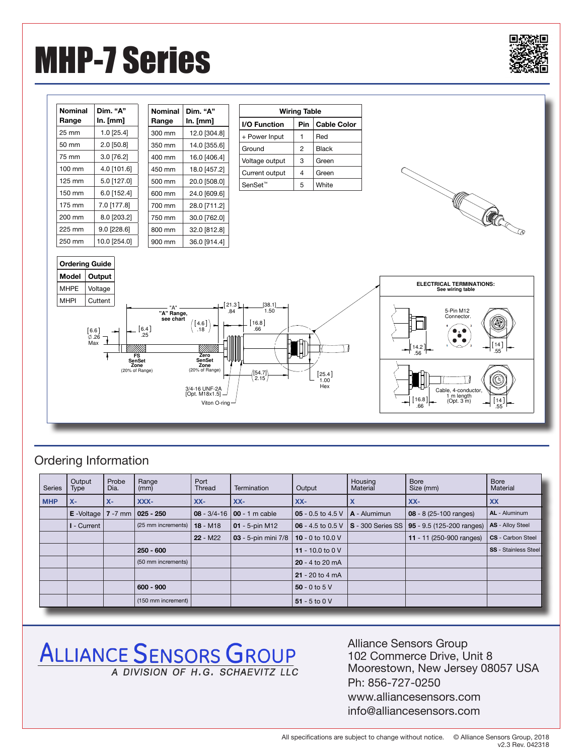# MHP-7 Series

| Nominal Range | Dim. "A" In. [mm] |
|---|---|
| 25 mm | 1.0 [25.4] |
| 50 mm | 2.0 [50.8] |
| 75 mm | 3.0 [76.2] |
| 100 mm | 4.0 [101.6] |
| 125 mm | 5.0 [127.0] |
| 150 mm | 6.0 [152.4] |
| 175 mm | 7.0 [177.8] |
| 200 mm | 8.0 [203.2] |
| 225 mm | 9.0 [228.6] |
| 250 mm | 10.0 [254.0] |

| Nominal Range | Dim. "A" In. [mm] |
|---|---|
| 300 mm | 12.0 [304.8] |
| 350 mm | 14.0 [355.6] |
| 400 mm | 16.0 [406.4] |
| 450 mm | 18.0 [457.2] |
| 500 mm | 20.0 [508.0] |
| 600 mm | 24.0 [609.6] |
| 700 mm | 28.0 [711.2] |
| 750 mm | 30.0 [762.0] |
| 800 mm | 32.0 [812.8] |
| 900 mm | 36.0 [914.4] |

**Wiring Table**

| I/O Function | Pin | Cable Color |
|---|---|---|
| + Power Input | 1 | Red |
| Ground | 2 | Black |
| Voltage output | 3 | Green |
| Current output | 4 | Green |
| SenSet™ | 5 | White |

**Ordering Guide**

| Model | Output |
|---|---|
| MHPE | Voltage |
| MHPI | Cuttent |

"A"
"A" Range, see chart
[6.6] ∅.26 Max
[6.4] .25
[4.6] .18
[21.3] .84
[38.1] 1.50
[16.8] .66
FS SenSet Zone (20% of Range)
Zero SenSet Zone (20% of Range)
[54.7] 2.15
[25.4] 1.00 Hex
3/4-16 UNF-2A [Opt. M18x1.5]
Viton O-ring

ELECTRICAL TERMINATIONS: See wiring table
5-Pin M12 Connector.
[14.2] .56
[14] .55
Cable, 4-conductor, 1 m length (Opt. 3 m)
[16.8] .66
[14] .55

## Ordering Information

| Series | Output Type | Probe Dia. | Range (mm) | Port Thread | Termination | Output | Housing Material | Bore Size (mm) | Bore Material |
|---|---|---|---|---|---|---|---|---|---|
| MHP | X- | X- | XXX- | XX- | XX- | XX- | X | XX- | XX |
| | E -Voltage | 7 -7 mm | 025 - 250 | 08 - 3/4-16 | 00 - 1 m cable | 05 - 0.5 to 4.5 V | A - Alumimun | 08 - 8 (25-100 ranges) | AL - Aluminum |
| | I - Current | | (25 mm increments) | 18 - M18 | 01 - 5-pin M12 | 06 - 4.5 to 0.5 V | S - 300 Series SS | 95 - 9.5 (125-200 ranges) | AS - Alloy Steel |
| | | | | 22 - M22 | 03 - 5-pin mini 7/8 | 10 - 0 to 10.0 V | | 11 - 11 (250-900 ranges) | CS - Carbon Steel |
| | | | 250 - 600 | | | 11 - 10.0 to 0 V | | | SS - Stainless Steel |
| | | | (50 mm increments) | | | 20 - 4 to 20 mA | | | |
| | | | | | | 21 - 20 to 4 mA | | | |
| | | | 600 - 900 | | | 50 - 0 to 5 V | | | |
| | | | (150 mm increment) | | | 51 - 5 to 0 V | | | |

ALLIANCE SENSORS GROUP
A DIVISION OF H.G. SCHAEVITZ LLC

Alliance Sensors Group
102 Commerce Drive, Unit 8
Moorestown, New Jersey 08057 USA
Ph: 856-727-0250
www.alliancesensors.com
info@alliancesensors.com

All specifications are subject to change without notice. © Alliance Sensors Group, 2018
v2.3 Rev. 042318